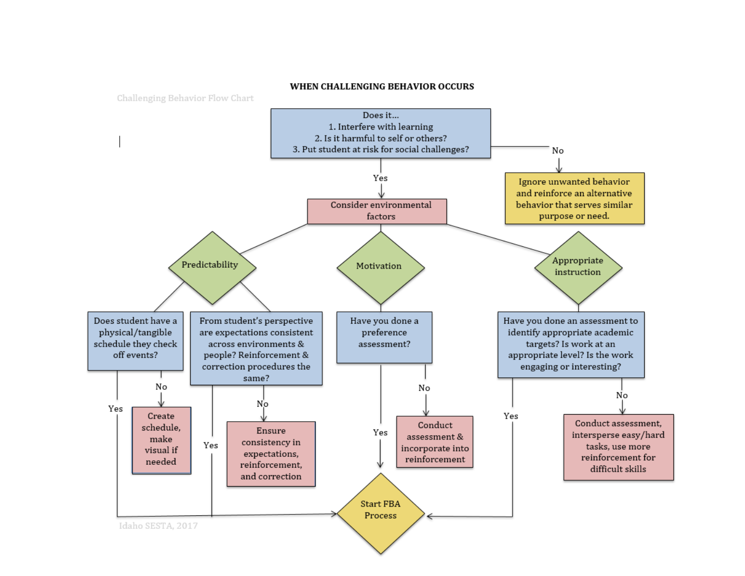# WHEN CHALLENGING BEHAVIOR OCCURS

Challenging Behavior Flow Chart

**Does it…**
1. Interfere with learning
2. Is it harmful to self or others?
3. Put student at risk for social challenges?

- **No** → Ignore unwanted behavior and reinforce an alternative behavior that serves similar purpose or need.
- **Yes** → Consider environmental factors

**Consider environmental factors:**

**Predictability**

- Does student have a physical/tangible schedule they check off events?
  - No → Create schedule, make visual if needed
  - Yes → Start FBA Process
- From student's perspective are expectations consistent across environments & people? Reinforcement & correction procedures the same?
  - No → Ensure consistency in expectations, reinforcement, and correction
  - Yes → Start FBA Process

**Motivation**

- Have you done a preference assessment?
  - No → Conduct assessment & incorporate into reinforcement
  - Yes → Start FBA Process

**Appropriate instruction**

- Have you done an assessment to identify appropriate academic targets? Is work at an appropriate level? Is the work engaging or interesting?
  - No → Conduct assessment, intersperse easy/hard tasks, use more reinforcement for difficult skills
  - Yes → Start FBA Process

Idaho SESTA, 2017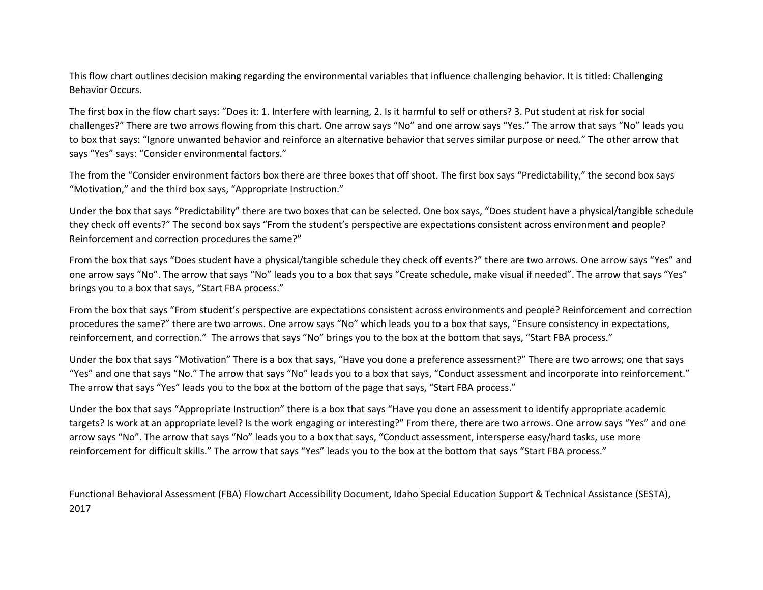This flow chart outlines decision making regarding the environmental variables that influence challenging behavior. It is titled: Challenging Behavior Occurs.

The first box in the flow chart says: "Does it: 1. Interfere with learning, 2. Is it harmful to self or others? 3. Put student at risk for social challenges?" There are two arrows flowing from this chart. One arrow says "No" and one arrow says "Yes." The arrow that says "No" leads you to box that says: "Ignore unwanted behavior and reinforce an alternative behavior that serves similar purpose or need." The other arrow that says "Yes" says: "Consider environmental factors."

The from the "Consider environment factors box there are three boxes that off shoot. The first box says "Predictability," the second box says "Motivation," and the third box says, "Appropriate Instruction."

Under the box that says "Predictability" there are two boxes that can be selected. One box says, "Does student have a physical/tangible schedule they check off events?" The second box says "From the student's perspective are expectations consistent across environment and people? Reinforcement and correction procedures the same?"

From the box that says "Does student have a physical/tangible schedule they check off events?" there are two arrows. One arrow says "Yes" and one arrow says "No". The arrow that says "No" leads you to a box that says "Create schedule, make visual if needed". The arrow that says "Yes" brings you to a box that says, "Start FBA process."

From the box that says "From student's perspective are expectations consistent across environments and people? Reinforcement and correction procedures the same?" there are two arrows. One arrow says "No" which leads you to a box that says, "Ensure consistency in expectations, reinforcement, and correction." The arrows that says "No" brings you to the box at the bottom that says, "Start FBA process."

Under the box that says "Motivation" There is a box that says, "Have you done a preference assessment?" There are two arrows; one that says "Yes" and one that says "No." The arrow that says "No" leads you to a box that says, "Conduct assessment and incorporate into reinforcement." The arrow that says "Yes" leads you to the box at the bottom of the page that says, "Start FBA process."

Under the box that says "Appropriate Instruction" there is a box that says "Have you done an assessment to identify appropriate academic targets? Is work at an appropriate level? Is the work engaging or interesting?" From there, there are two arrows. One arrow says "Yes" and one arrow says "No". The arrow that says "No" leads you to a box that says, "Conduct assessment, intersperse easy/hard tasks, use more reinforcement for difficult skills." The arrow that says "Yes" leads you to the box at the bottom that says "Start FBA process."

Functional Behavioral Assessment (FBA) Flowchart Accessibility Document, Idaho Special Education Support & Technical Assistance (SESTA), 2017